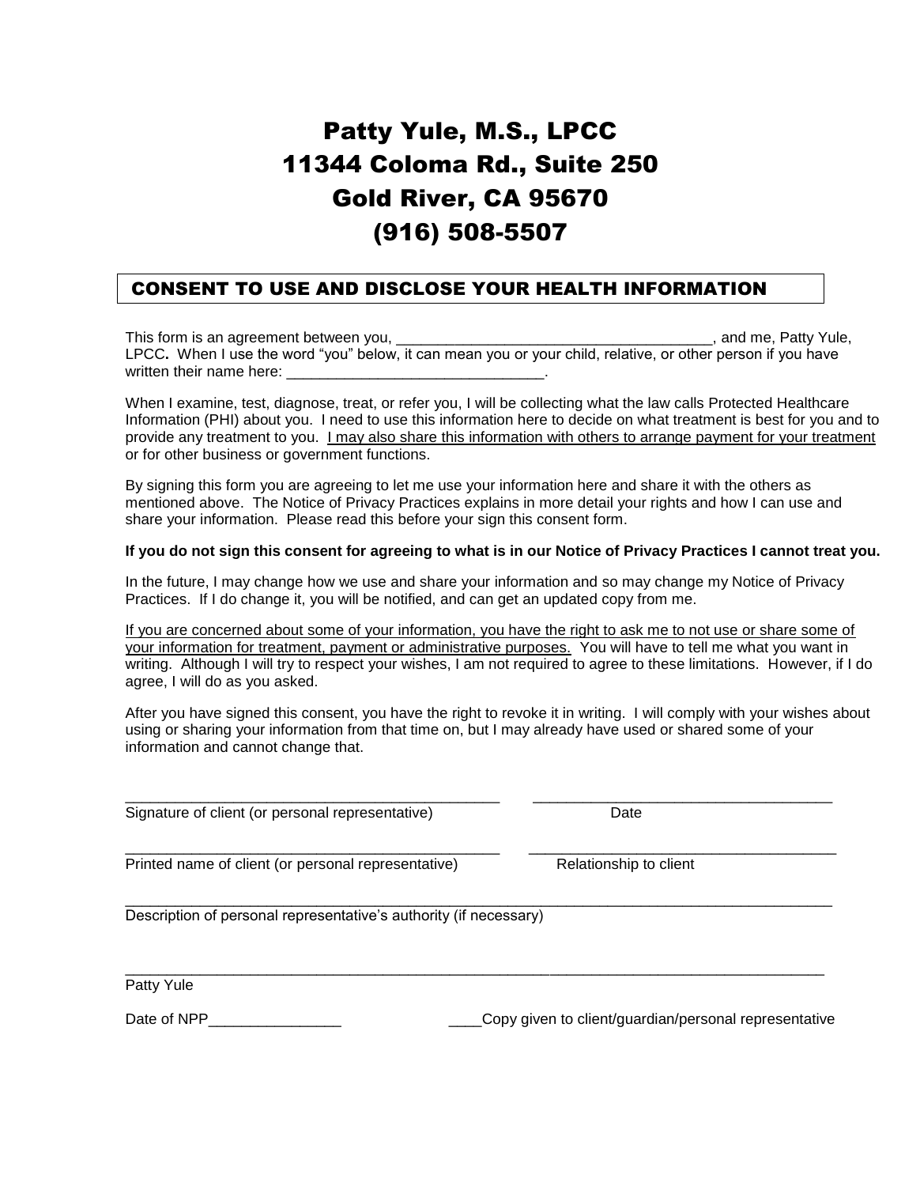# Patty Yule, M.S., LPCC
# 11344 Coloma Rd., Suite 250
# Gold River, CA 95670
# (916) 508-5507

## CONSENT TO USE AND DISCLOSE YOUR HEALTH INFORMATION

This form is an agreement between you, ______________________________________, and me, Patty Yule, LPCC**.** When I use the word "you" below, it can mean you or your child, relative, or other person if you have written their name here: _______________________________.

When I examine, test, diagnose, treat, or refer you, I will be collecting what the law calls Protected Healthcare Information (PHI) about you. I need to use this information here to decide on what treatment is best for you and to provide any treatment to you. <u>I may also share this information with others to arrange payment for your treatment</u> or for other business or government functions.

By signing this form you are agreeing to let me use your information here and share it with the others as mentioned above. The Notice of Privacy Practices explains in more detail your rights and how I can use and share your information. Please read this before your sign this consent form.

**If you do not sign this consent for agreeing to what is in our Notice of Privacy Practices I cannot treat you.**

In the future, I may change how we use and share your information and so may change my Notice of Privacy Practices. If I do change it, you will be notified, and can get an updated copy from me.

<u>If you are concerned about some of your information, you have the right to ask me to not use or share some of your information for treatment, payment or administrative purposes.</u> You will have to tell me what you want in writing. Although I will try to respect your wishes, I am not required to agree to these limitations. However, if I do agree, I will do as you asked.

After you have signed this consent, you have the right to revoke it in writing. I will comply with your wishes about using or sharing your information from that time on, but I may already have used or shared some of your information and cannot change that.

_______________________________________________ _____________________________________
Signature of client (or personal representative) Date

_______________________________________________ _______________________________________
Printed name of client (or personal representative) Relationship to client

_________________________________________________________________________________________
Description of personal representative's authority (if necessary)

_________________________________________________________________________________________
Patty Yule

Date of NPP________________ ____Copy given to client/guardian/personal representative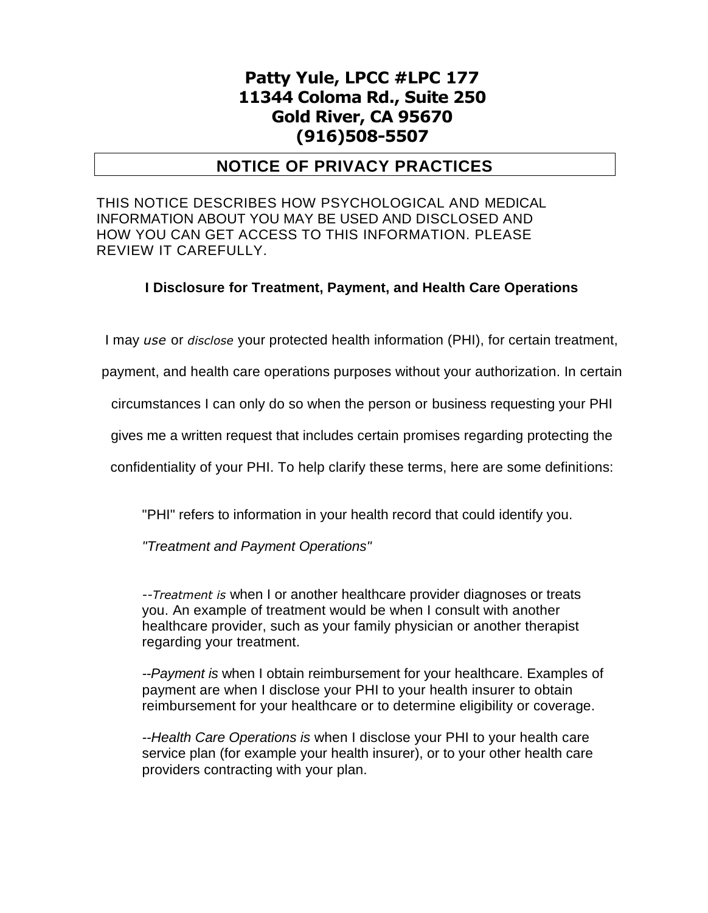# Patty Yule, LPCC #LPC 177
# 11344 Coloma Rd., Suite 250
# Gold River, CA 95670
# (916)508-5507

## NOTICE OF PRIVACY PRACTICES

THIS NOTICE DESCRIBES HOW PSYCHOLOGICAL AND MEDICAL INFORMATION ABOUT YOU MAY BE USED AND DISCLOSED AND HOW YOU CAN GET ACCESS TO THIS INFORMATION. PLEASE REVIEW IT CAREFULLY.

### I Disclosure for Treatment, Payment, and Health Care Operations

I may *use* or *disclose* your protected health information (PHI), for certain treatment, payment, and health care operations purposes without your authorization. In certain circumstances I can only do so when the person or business requesting your PHI gives me a written request that includes certain promises regarding protecting the confidentiality of your PHI. To help clarify these terms, here are some definitions:

"PHI" refers to information in your health record that could identify you.

*"Treatment and Payment Operations"*

--*Treatment is* when I or another healthcare provider diagnoses or treats you. An example of treatment would be when I consult with another healthcare provider, such as your family physician or another therapist regarding your treatment.

--*Payment is* when I obtain reimbursement for your healthcare. Examples of payment are when I disclose your PHI to your health insurer to obtain reimbursement for your healthcare or to determine eligibility or coverage.

--*Health Care Operations is* when I disclose your PHI to your health care service plan (for example your health insurer), or to your other health care providers contracting with your plan.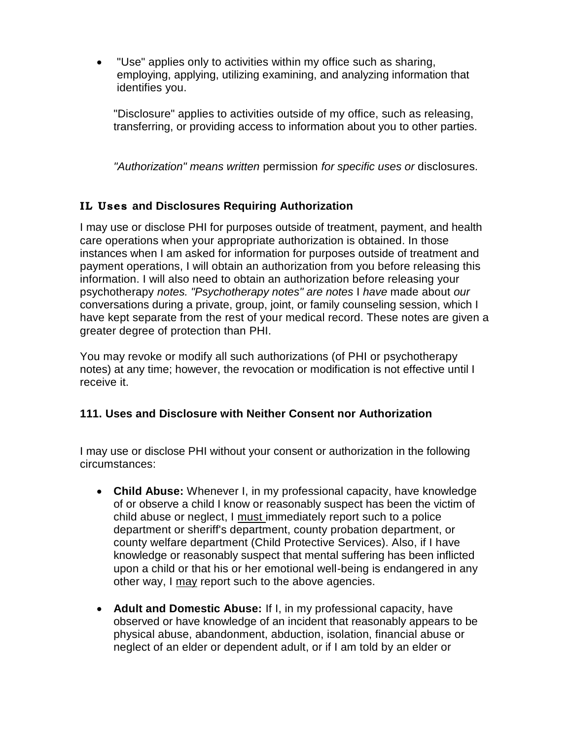- "Use" applies only to activities within my office such as sharing, employing, applying, utilizing examining, and analyzing information that identifies you.

  "Disclosure" applies to activities outside of my office, such as releasing, transferring, or providing access to information about you to other parties.

  *"Authorization" means written* permission *for specific uses or* disclosures.

## IL Uses and Disclosures Requiring Authorization

I may use or disclose PHI for purposes outside of treatment, payment, and health care operations when your appropriate authorization is obtained. In those instances when I am asked for information for purposes outside of treatment and payment operations, I will obtain an authorization from you before releasing this information. I will also need to obtain an authorization before releasing your psychotherapy *notes. "Psychotherapy notes" are notes* I *have* made about *our* conversations during a private, group, joint, or family counseling session, which I have kept separate from the rest of your medical record. These notes are given a greater degree of protection than PHI.

You may revoke or modify all such authorizations (of PHI or psychotherapy notes) at any time; however, the revocation or modification is not effective until I receive it.

## 111. Uses and Disclosure with Neither Consent nor Authorization

I may use or disclose PHI without your consent or authorization in the following circumstances:

- **Child Abuse:** Whenever I, in my professional capacity, have knowledge of or observe a child I know or reasonably suspect has been the victim of child abuse or neglect, I must immediately report such to a police department or sheriff's department, county probation department, or county welfare department (Child Protective Services). Also, if I have knowledge or reasonably suspect that mental suffering has been inflicted upon a child or that his or her emotional well-being is endangered in any other way, I may report such to the above agencies.
- **Adult and Domestic Abuse:** If I, in my professional capacity, have observed or have knowledge of an incident that reasonably appears to be physical abuse, abandonment, abduction, isolation, financial abuse or neglect of an elder or dependent adult, or if I am told by an elder or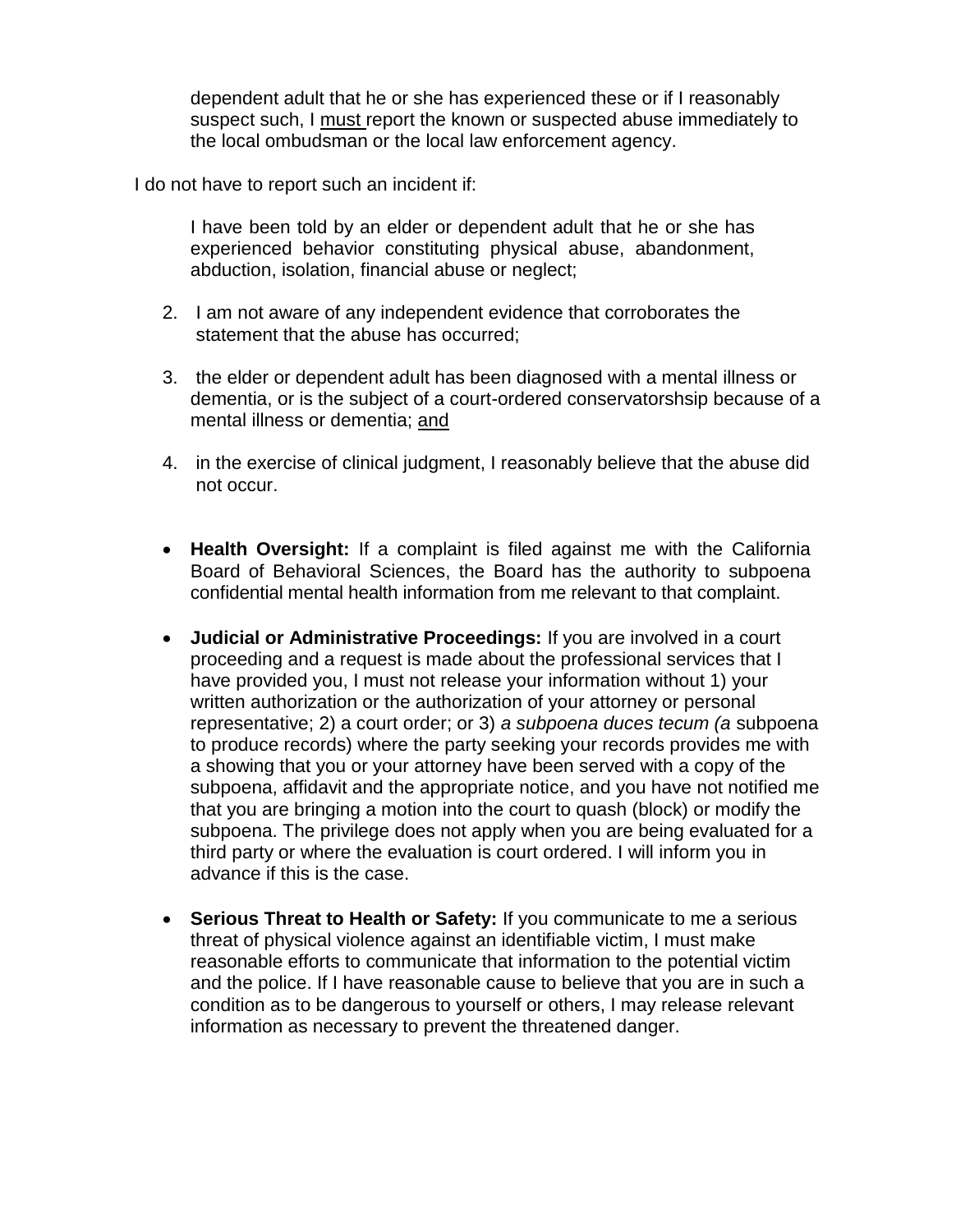dependent adult that he or she has experienced these or if I reasonably suspect such, I <u>must</u> report the known or suspected abuse immediately to the local ombudsman or the local law enforcement agency.

I do not have to report such an incident if:

I have been told by an elder or dependent adult that he or she has experienced behavior constituting physical abuse, abandonment, abduction, isolation, financial abuse or neglect;

2. I am not aware of any independent evidence that corroborates the statement that the abuse has occurred;

3. the elder or dependent adult has been diagnosed with a mental illness or dementia, or is the subject of a court-ordered conservatorshsip because of a mental illness or dementia; <u>and</u>

4. in the exercise of clinical judgment, I reasonably believe that the abuse did not occur.

- **Health Oversight:** If a complaint is filed against me with the California Board of Behavioral Sciences, the Board has the authority to subpoena confidential mental health information from me relevant to that complaint.

- **Judicial or Administrative Proceedings:** If you are involved in a court proceeding and a request is made about the professional services that I have provided you, I must not release your information without 1) your written authorization or the authorization of your attorney or personal representative; 2) a court order; or 3) *a subpoena duces tecum (a* subpoena to produce records) where the party seeking your records provides me with a showing that you or your attorney have been served with a copy of the subpoena, affidavit and the appropriate notice, and you have not notified me that you are bringing a motion into the court to quash (block) or modify the subpoena. The privilege does not apply when you are being evaluated for a third party or where the evaluation is court ordered. I will inform you in advance if this is the case.

- **Serious Threat to Health or Safety:** If you communicate to me a serious threat of physical violence against an identifiable victim, I must make reasonable efforts to communicate that information to the potential victim and the police. If I have reasonable cause to believe that you are in such a condition as to be dangerous to yourself or others, I may release relevant information as necessary to prevent the threatened danger.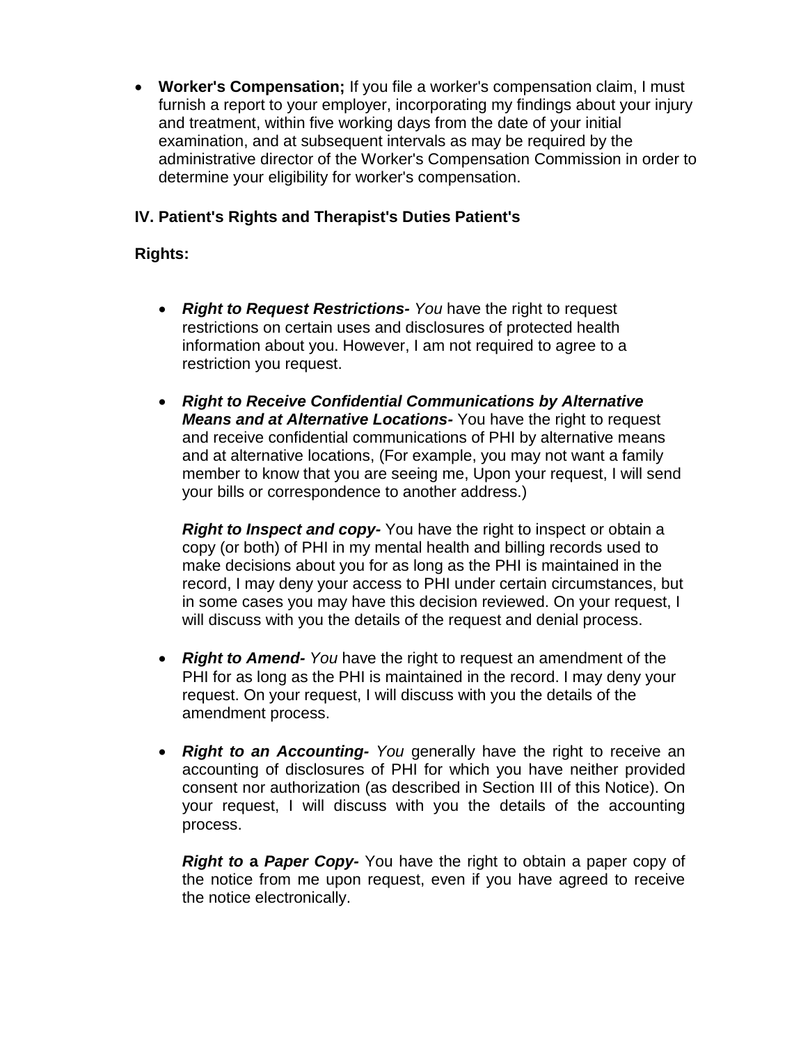- **Worker's Compensation;** If you file a worker's compensation claim, I must furnish a report to your employer, incorporating my findings about your injury and treatment, within five working days from the date of your initial examination, and at subsequent intervals as may be required by the administrative director of the Worker's Compensation Commission in order to determine your eligibility for worker's compensation.

**IV. Patient's Rights and Therapist's Duties Patient's**

**Rights:**

- ***Right to Request Restrictions-*** *You* have the right to request restrictions on certain uses and disclosures of protected health information about you. However, I am not required to agree to a restriction you request.

- ***Right to Receive Confidential Communications by Alternative Means and at Alternative Locations-*** You have the right to request and receive confidential communications of PHI by alternative means and at alternative locations, (For example, you may not want a family member to know that you are seeing me, Upon your request, I will send your bills or correspondence to another address.)

  ***Right to Inspect and copy-*** You have the right to inspect or obtain a copy (or both) of PHI in my mental health and billing records used to make decisions about you for as long as the PHI is maintained in the record, I may deny your access to PHI under certain circumstances, but in some cases you may have this decision reviewed. On your request, I will discuss with you the details of the request and denial process.

- ***Right to Amend-*** *You* have the right to request an amendment of the PHI for as long as the PHI is maintained in the record. I may deny your request. On your request, I will discuss with you the details of the amendment process.

- ***Right to an Accounting-*** *You* generally have the right to receive an accounting of disclosures of PHI for which you have neither provided consent nor authorization (as described in Section III of this Notice). On your request, I will discuss with you the details of the accounting process.

  ***Right to* a *Paper Copy-*** You have the right to obtain a paper copy of the notice from me upon request, even if you have agreed to receive the notice electronically.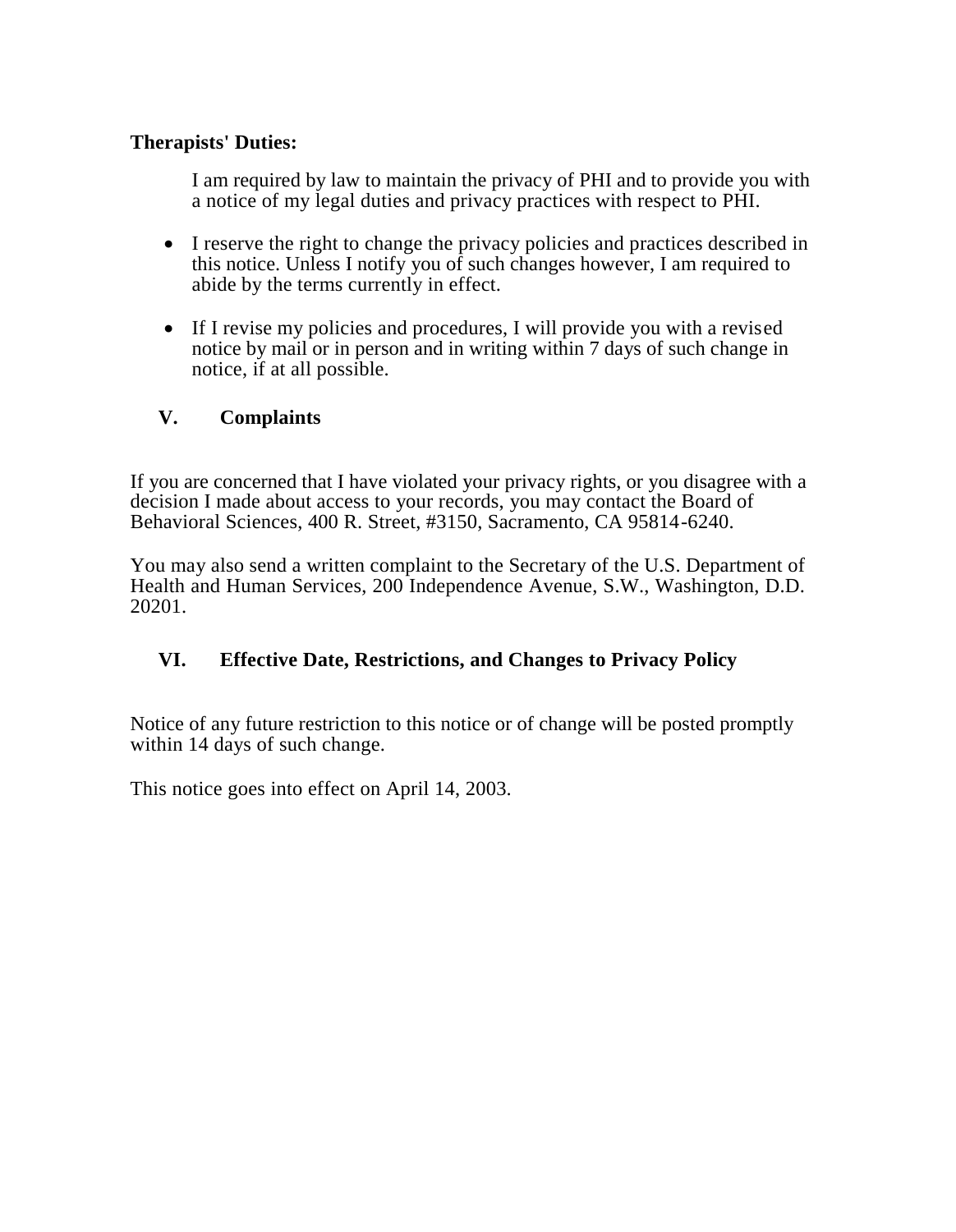**Therapists' Duties:**

I am required by law to maintain the privacy of PHI and to provide you with a notice of my legal duties and privacy practices with respect to PHI.

- I reserve the right to change the privacy policies and practices described in this notice. Unless I notify you of such changes however, I am required to abide by the terms currently in effect.

- If I revise my policies and procedures, I will provide you with a revised notice by mail or in person and in writing within 7 days of such change in notice, if at all possible.

## V. Complaints

If you are concerned that I have violated your privacy rights, or you disagree with a decision I made about access to your records, you may contact the Board of Behavioral Sciences, 400 R. Street, #3150, Sacramento, CA 95814-6240.

You may also send a written complaint to the Secretary of the U.S. Department of Health and Human Services, 200 Independence Avenue, S.W., Washington, D.D. 20201.

## VI. Effective Date, Restrictions, and Changes to Privacy Policy

Notice of any future restriction to this notice or of change will be posted promptly within 14 days of such change.

This notice goes into effect on April 14, 2003.